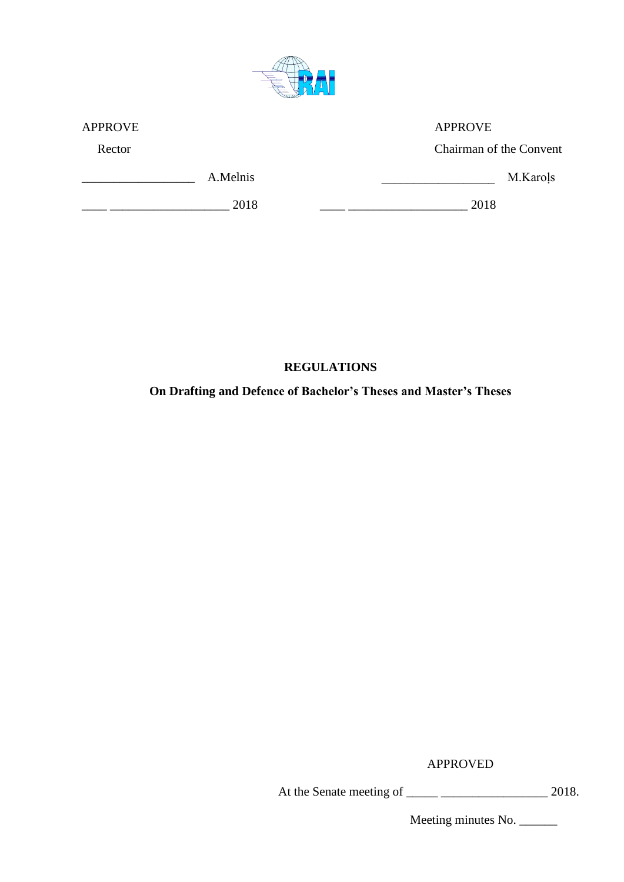| APPROVE | APPROVE |
| --- | --- |
| Rector | Chairman of the Convent |
| __________________ A.Melnis | __________________ M.Karoļs |
| ____ ___________________ 2018 | ____ ___________________ 2018 |

# REGULATIONS

## On Drafting and Defence of Bachelor's Theses and Master's Theses

APPROVED

At the Senate meeting of _____ _________________ 2018.

Meeting minutes No. ______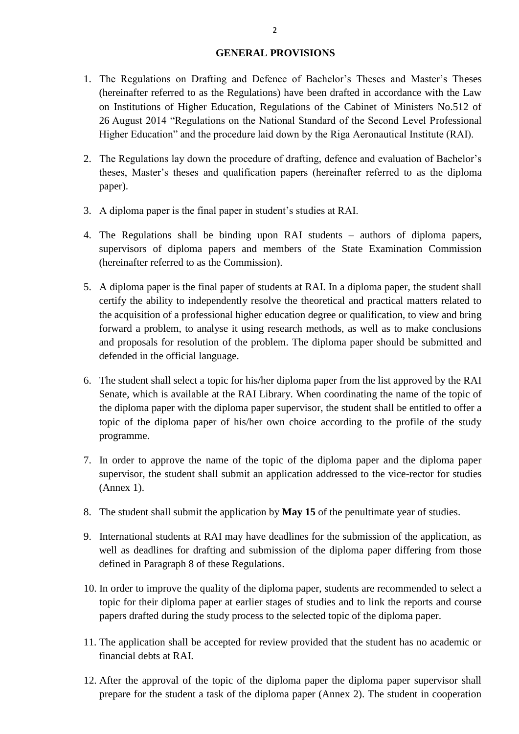## GENERAL PROVISIONS

1. The Regulations on Drafting and Defence of Bachelor's Theses and Master's Theses (hereinafter referred to as the Regulations) have been drafted in accordance with the Law on Institutions of Higher Education, Regulations of the Cabinet of Ministers No.512 of 26 August 2014 "Regulations on the National Standard of the Second Level Professional Higher Education" and the procedure laid down by the Riga Aeronautical Institute (RAI).

2. The Regulations lay down the procedure of drafting, defence and evaluation of Bachelor's theses, Master's theses and qualification papers (hereinafter referred to as the diploma paper).

3. A diploma paper is the final paper in student's studies at RAI.

4. The Regulations shall be binding upon RAI students – authors of diploma papers, supervisors of diploma papers and members of the State Examination Commission (hereinafter referred to as the Commission).

5. A diploma paper is the final paper of students at RAI. In a diploma paper, the student shall certify the ability to independently resolve the theoretical and practical matters related to the acquisition of a professional higher education degree or qualification, to view and bring forward a problem, to analyse it using research methods, as well as to make conclusions and proposals for resolution of the problem. The diploma paper should be submitted and defended in the official language.

6. The student shall select a topic for his/her diploma paper from the list approved by the RAI Senate, which is available at the RAI Library. When coordinating the name of the topic of the diploma paper with the diploma paper supervisor, the student shall be entitled to offer a topic of the diploma paper of his/her own choice according to the profile of the study programme.

7. In order to approve the name of the topic of the diploma paper and the diploma paper supervisor, the student shall submit an application addressed to the vice-rector for studies (Annex 1).

8. The student shall submit the application by **May 15** of the penultimate year of studies.

9. International students at RAI may have deadlines for the submission of the application, as well as deadlines for drafting and submission of the diploma paper differing from those defined in Paragraph 8 of these Regulations.

10. In order to improve the quality of the diploma paper, students are recommended to select a topic for their diploma paper at earlier stages of studies and to link the reports and course papers drafted during the study process to the selected topic of the diploma paper.

11. The application shall be accepted for review provided that the student has no academic or financial debts at RAI.

12. After the approval of the topic of the diploma paper the diploma paper supervisor shall prepare for the student a task of the diploma paper (Annex 2). The student in cooperation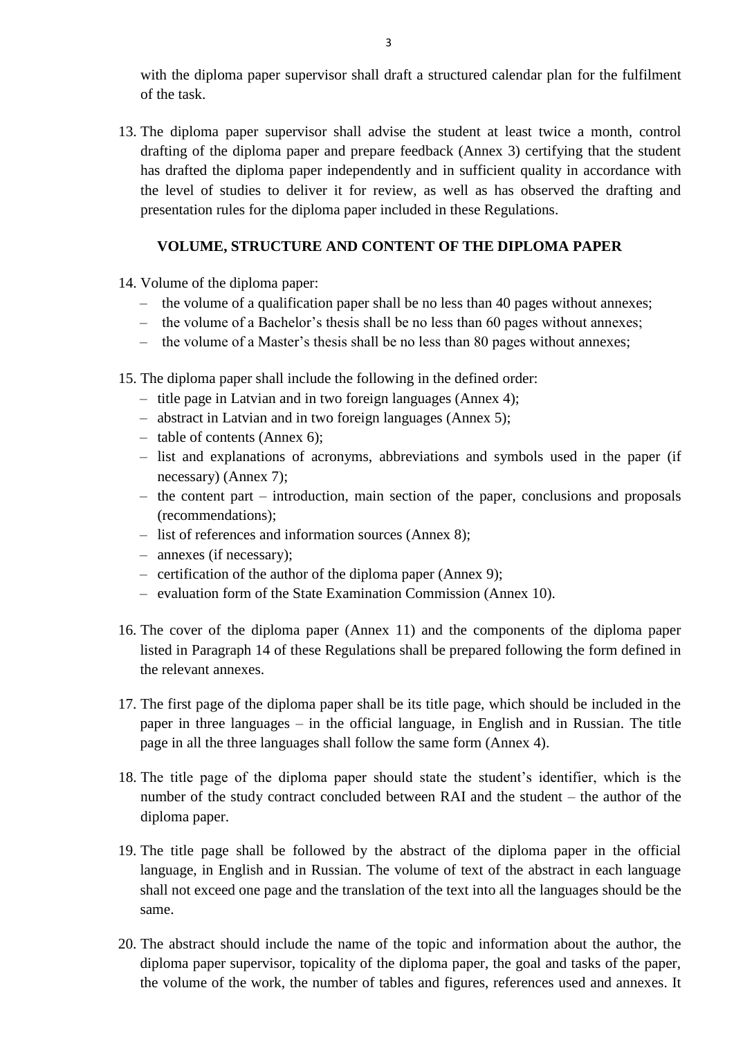with the diploma paper supervisor shall draft a structured calendar plan for the fulfilment of the task.

13. The diploma paper supervisor shall advise the student at least twice a month, control drafting of the diploma paper and prepare feedback (Annex 3) certifying that the student has drafted the diploma paper independently and in sufficient quality in accordance with the level of studies to deliver it for review, as well as has observed the drafting and presentation rules for the diploma paper included in these Regulations.

## VOLUME, STRUCTURE AND CONTENT OF THE DIPLOMA PAPER

14. Volume of the diploma paper:
    - the volume of a qualification paper shall be no less than 40 pages without annexes;
    - the volume of a Bachelor's thesis shall be no less than 60 pages without annexes;
    - the volume of a Master's thesis shall be no less than 80 pages without annexes;

15. The diploma paper shall include the following in the defined order:
    - title page in Latvian and in two foreign languages (Annex 4);
    - abstract in Latvian and in two foreign languages (Annex 5);
    - table of contents (Annex 6);
    - list and explanations of acronyms, abbreviations and symbols used in the paper (if necessary) (Annex 7);
    - the content part – introduction, main section of the paper, conclusions and proposals (recommendations);
    - list of references and information sources (Annex 8);
    - annexes (if necessary);
    - certification of the author of the diploma paper (Annex 9);
    - evaluation form of the State Examination Commission (Annex 10).

16. The cover of the diploma paper (Annex 11) and the components of the diploma paper listed in Paragraph 14 of these Regulations shall be prepared following the form defined in the relevant annexes.

17. The first page of the diploma paper shall be its title page, which should be included in the paper in three languages – in the official language, in English and in Russian. The title page in all the three languages shall follow the same form (Annex 4).

18. The title page of the diploma paper should state the student's identifier, which is the number of the study contract concluded between RAI and the student – the author of the diploma paper.

19. The title page shall be followed by the abstract of the diploma paper in the official language, in English and in Russian. The volume of text of the abstract in each language shall not exceed one page and the translation of the text into all the languages should be the same.

20. The abstract should include the name of the topic and information about the author, the diploma paper supervisor, topicality of the diploma paper, the goal and tasks of the paper, the volume of the work, the number of tables and figures, references used and annexes. It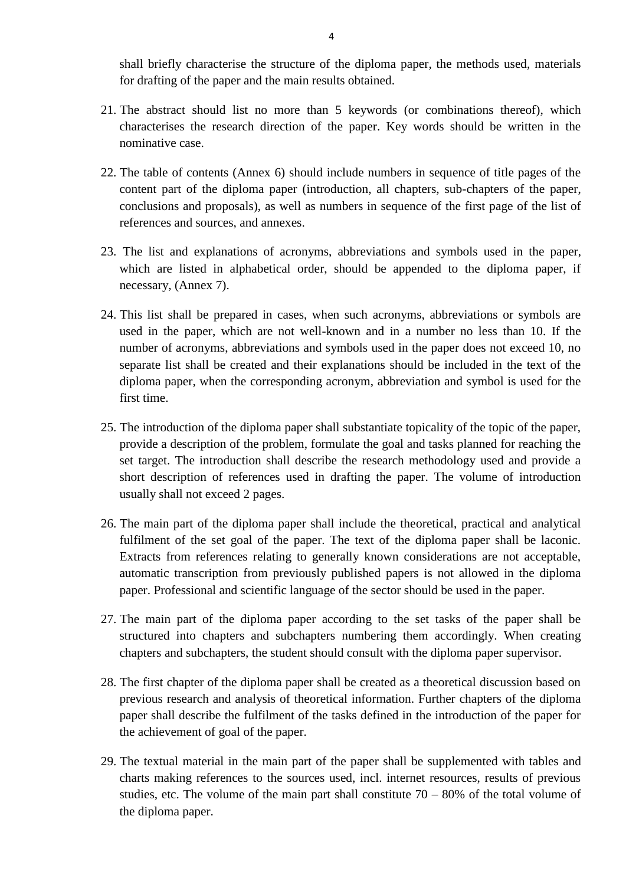shall briefly characterise the structure of the diploma paper, the methods used, materials for drafting of the paper and the main results obtained.

21. The abstract should list no more than 5 keywords (or combinations thereof), which characterises the research direction of the paper. Key words should be written in the nominative case.

22. The table of contents (Annex 6) should include numbers in sequence of title pages of the content part of the diploma paper (introduction, all chapters, sub-chapters of the paper, conclusions and proposals), as well as numbers in sequence of the first page of the list of references and sources, and annexes.

23. The list and explanations of acronyms, abbreviations and symbols used in the paper, which are listed in alphabetical order, should be appended to the diploma paper, if necessary, (Annex 7).

24. This list shall be prepared in cases, when such acronyms, abbreviations or symbols are used in the paper, which are not well-known and in a number no less than 10. If the number of acronyms, abbreviations and symbols used in the paper does not exceed 10, no separate list shall be created and their explanations should be included in the text of the diploma paper, when the corresponding acronym, abbreviation and symbol is used for the first time.

25. The introduction of the diploma paper shall substantiate topicality of the topic of the paper, provide a description of the problem, formulate the goal and tasks planned for reaching the set target. The introduction shall describe the research methodology used and provide a short description of references used in drafting the paper. The volume of introduction usually shall not exceed 2 pages.

26. The main part of the diploma paper shall include the theoretical, practical and analytical fulfilment of the set goal of the paper. The text of the diploma paper shall be laconic. Extracts from references relating to generally known considerations are not acceptable, automatic transcription from previously published papers is not allowed in the diploma paper. Professional and scientific language of the sector should be used in the paper.

27. The main part of the diploma paper according to the set tasks of the paper shall be structured into chapters and subchapters numbering them accordingly. When creating chapters and subchapters, the student should consult with the diploma paper supervisor.

28. The first chapter of the diploma paper shall be created as a theoretical discussion based on previous research and analysis of theoretical information. Further chapters of the diploma paper shall describe the fulfilment of the tasks defined in the introduction of the paper for the achievement of goal of the paper.

29. The textual material in the main part of the paper shall be supplemented with tables and charts making references to the sources used, incl. internet resources, results of previous studies, etc. The volume of the main part shall constitute 70 – 80% of the total volume of the diploma paper.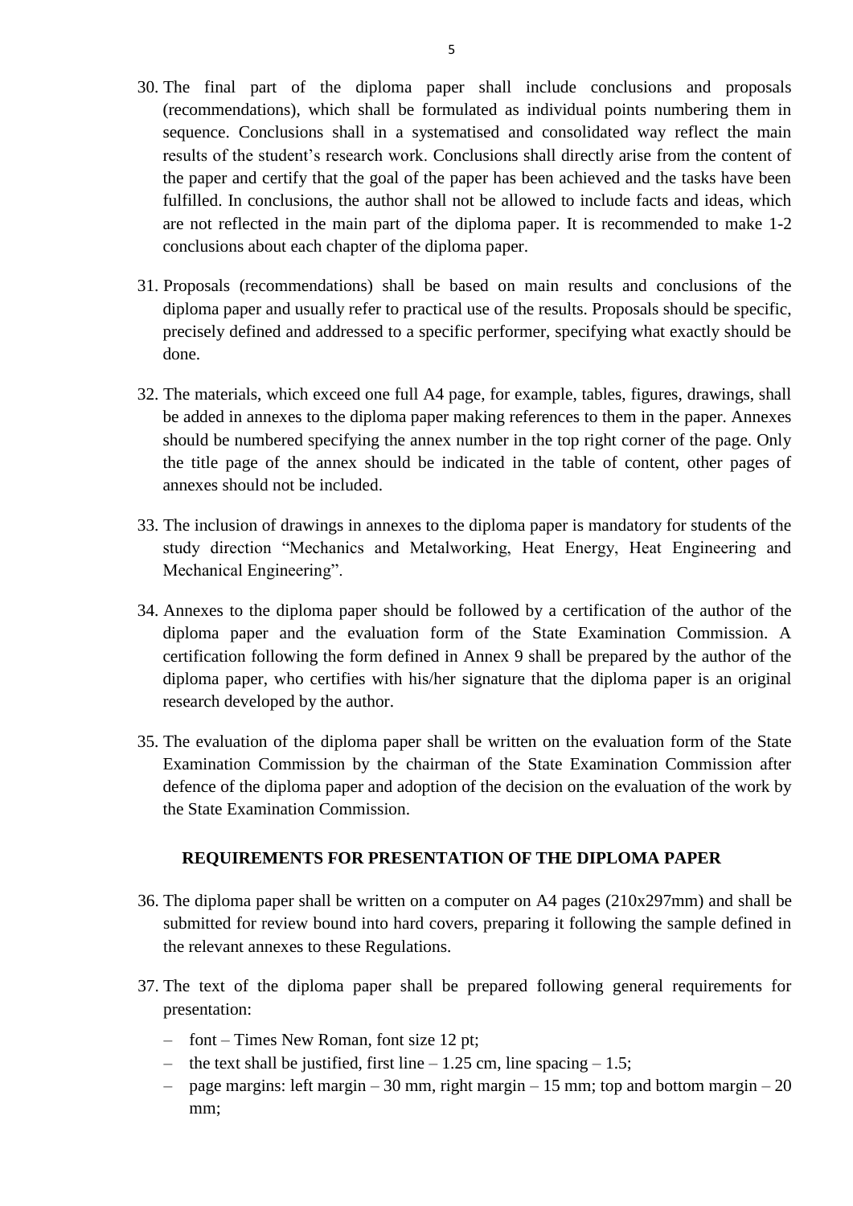30. The final part of the diploma paper shall include conclusions and proposals (recommendations), which shall be formulated as individual points numbering them in sequence. Conclusions shall in a systematised and consolidated way reflect the main results of the student's research work. Conclusions shall directly arise from the content of the paper and certify that the goal of the paper has been achieved and the tasks have been fulfilled. In conclusions, the author shall not be allowed to include facts and ideas, which are not reflected in the main part of the diploma paper. It is recommended to make 1-2 conclusions about each chapter of the diploma paper.

31. Proposals (recommendations) shall be based on main results and conclusions of the diploma paper and usually refer to practical use of the results. Proposals should be specific, precisely defined and addressed to a specific performer, specifying what exactly should be done.

32. The materials, which exceed one full A4 page, for example, tables, figures, drawings, shall be added in annexes to the diploma paper making references to them in the paper. Annexes should be numbered specifying the annex number in the top right corner of the page. Only the title page of the annex should be indicated in the table of content, other pages of annexes should not be included.

33. The inclusion of drawings in annexes to the diploma paper is mandatory for students of the study direction "Mechanics and Metalworking, Heat Energy, Heat Engineering and Mechanical Engineering".

34. Annexes to the diploma paper should be followed by a certification of the author of the diploma paper and the evaluation form of the State Examination Commission. A certification following the form defined in Annex 9 shall be prepared by the author of the diploma paper, who certifies with his/her signature that the diploma paper is an original research developed by the author.

35. The evaluation of the diploma paper shall be written on the evaluation form of the State Examination Commission by the chairman of the State Examination Commission after defence of the diploma paper and adoption of the decision on the evaluation of the work by the State Examination Commission.

## REQUIREMENTS FOR PRESENTATION OF THE DIPLOMA PAPER

36. The diploma paper shall be written on a computer on A4 pages (210x297mm) and shall be submitted for review bound into hard covers, preparing it following the sample defined in the relevant annexes to these Regulations.

37. The text of the diploma paper shall be prepared following general requirements for presentation:
    - font – Times New Roman, font size 12 pt;
    - the text shall be justified, first line – 1.25 cm, line spacing – 1.5;
    - page margins: left margin – 30 mm, right margin – 15 mm; top and bottom margin – 20 mm;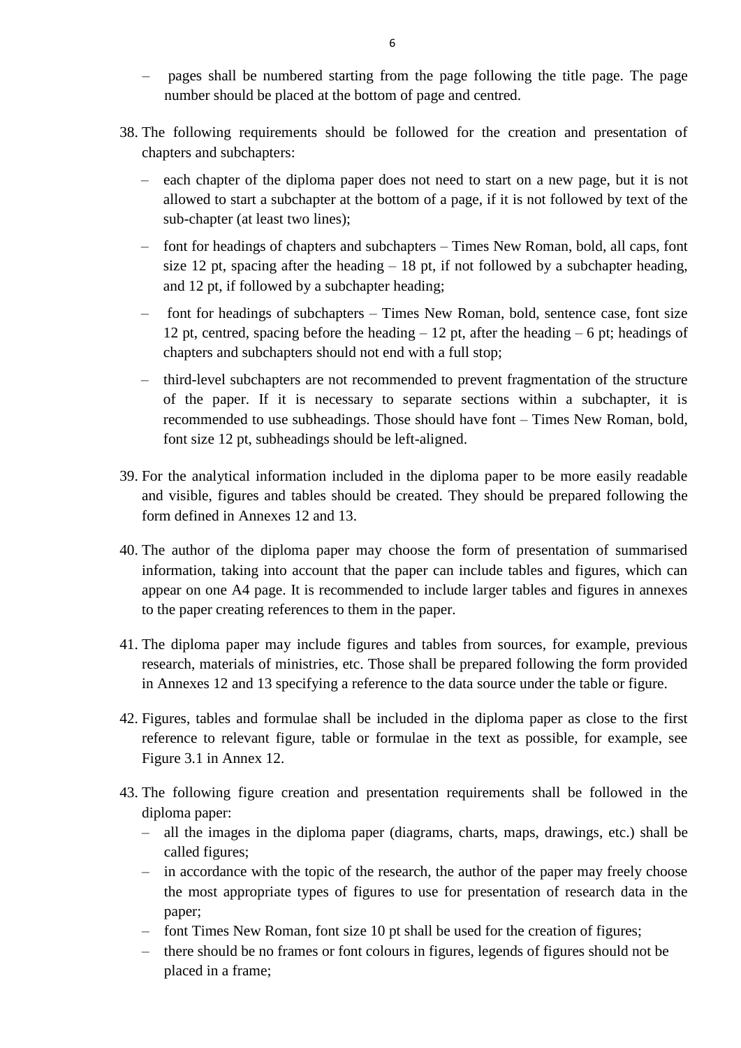- pages shall be numbered starting from the page following the title page. The page number should be placed at the bottom of page and centred.

38. The following requirements should be followed for the creation and presentation of chapters and subchapters:
    - each chapter of the diploma paper does not need to start on a new page, but it is not allowed to start a subchapter at the bottom of a page, if it is not followed by text of the sub-chapter (at least two lines);
    - font for headings of chapters and subchapters – Times New Roman, bold, all caps, font size 12 pt, spacing after the heading – 18 pt, if not followed by a subchapter heading, and 12 pt, if followed by a subchapter heading;
    - font for headings of subchapters – Times New Roman, bold, sentence case, font size 12 pt, centred, spacing before the heading – 12 pt, after the heading – 6 pt; headings of chapters and subchapters should not end with a full stop;
    - third-level subchapters are not recommended to prevent fragmentation of the structure of the paper. If it is necessary to separate sections within a subchapter, it is recommended to use subheadings. Those should have font – Times New Roman, bold, font size 12 pt, subheadings should be left-aligned.

39. For the analytical information included in the diploma paper to be more easily readable and visible, figures and tables should be created. They should be prepared following the form defined in Annexes 12 and 13.

40. The author of the diploma paper may choose the form of presentation of summarised information, taking into account that the paper can include tables and figures, which can appear on one A4 page. It is recommended to include larger tables and figures in annexes to the paper creating references to them in the paper.

41. The diploma paper may include figures and tables from sources, for example, previous research, materials of ministries, etc. Those shall be prepared following the form provided in Annexes 12 and 13 specifying a reference to the data source under the table or figure.

42. Figures, tables and formulae shall be included in the diploma paper as close to the first reference to relevant figure, table or formulae in the text as possible, for example, see Figure 3.1 in Annex 12.

43. The following figure creation and presentation requirements shall be followed in the diploma paper:
    - all the images in the diploma paper (diagrams, charts, maps, drawings, etc.) shall be called figures;
    - in accordance with the topic of the research, the author of the paper may freely choose the most appropriate types of figures to use for presentation of research data in the paper;
    - font Times New Roman, font size 10 pt shall be used for the creation of figures;
    - there should be no frames or font colours in figures, legends of figures should not be placed in a frame;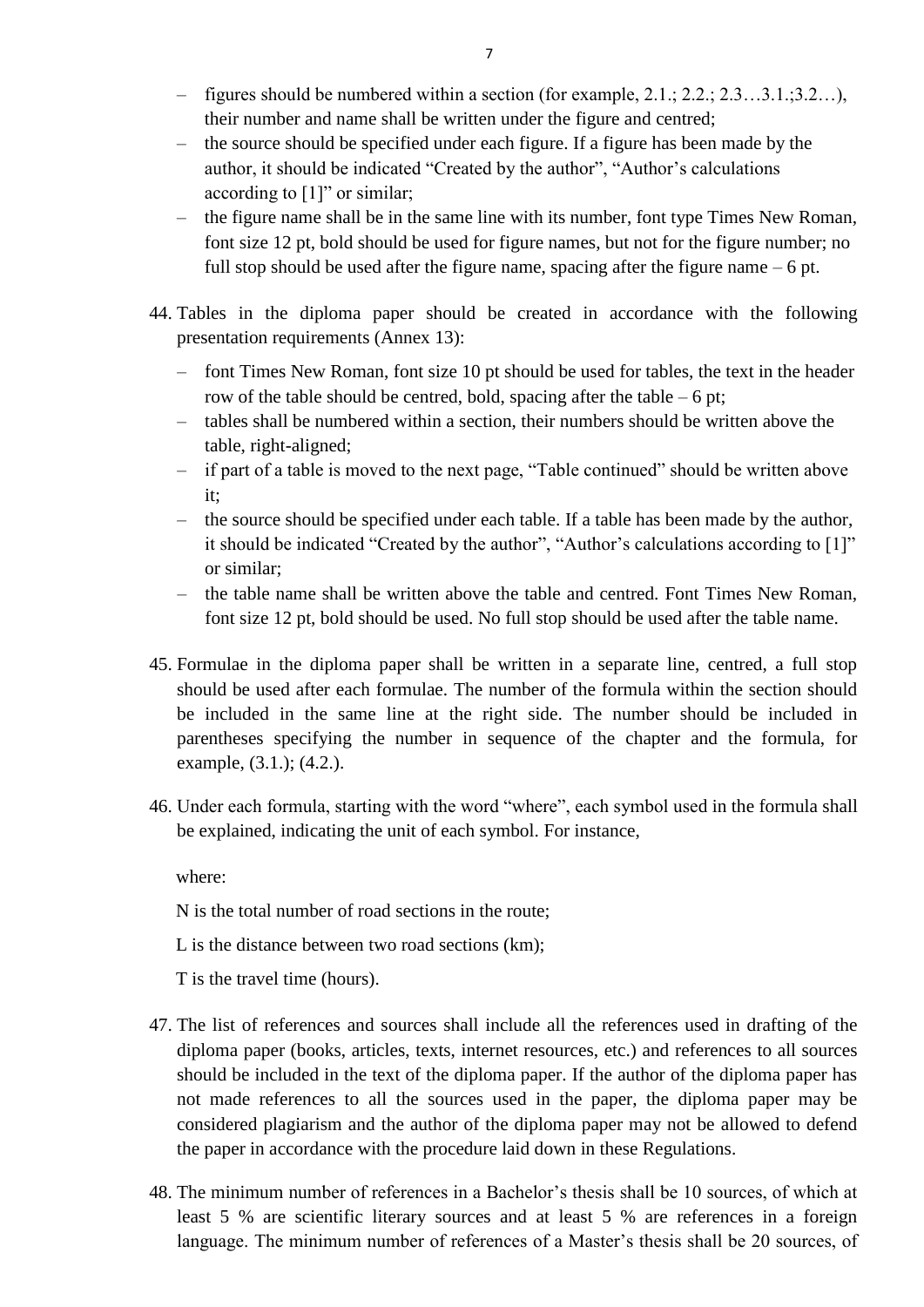- figures should be numbered within a section (for example, 2.1.; 2.2.; 2.3…3.1.;3.2…), their number and name shall be written under the figure and centred;
- the source should be specified under each figure. If a figure has been made by the author, it should be indicated "Created by the author", "Author's calculations according to [1]" or similar;
- the figure name shall be in the same line with its number, font type Times New Roman, font size 12 pt, bold should be used for figure names, but not for the figure number; no full stop should be used after the figure name, spacing after the figure name – 6 pt.

44. Tables in the diploma paper should be created in accordance with the following presentation requirements (Annex 13):
    - font Times New Roman, font size 10 pt should be used for tables, the text in the header row of the table should be centred, bold, spacing after the table – 6 pt;
    - tables shall be numbered within a section, their numbers should be written above the table, right-aligned;
    - if part of a table is moved to the next page, "Table continued" should be written above it;
    - the source should be specified under each table. If a table has been made by the author, it should be indicated "Created by the author", "Author's calculations according to [1]" or similar;
    - the table name shall be written above the table and centred. Font Times New Roman, font size 12 pt, bold should be used. No full stop should be used after the table name.

45. Formulae in the diploma paper shall be written in a separate line, centred, a full stop should be used after each formulae. The number of the formula within the section should be included in the same line at the right side. The number should be included in parentheses specifying the number in sequence of the chapter and the formula, for example, (3.1.); (4.2.).

46. Under each formula, starting with the word "where", each symbol used in the formula shall be explained, indicating the unit of each symbol. For instance,

    where:

    N is the total number of road sections in the route;

    L is the distance between two road sections (km);

    T is the travel time (hours).

47. The list of references and sources shall include all the references used in drafting of the diploma paper (books, articles, texts, internet resources, etc.) and references to all sources should be included in the text of the diploma paper. If the author of the diploma paper has not made references to all the sources used in the paper, the diploma paper may be considered plagiarism and the author of the diploma paper may not be allowed to defend the paper in accordance with the procedure laid down in these Regulations.

48. The minimum number of references in a Bachelor's thesis shall be 10 sources, of which at least 5 % are scientific literary sources and at least 5 % are references in a foreign language. The minimum number of references of a Master's thesis shall be 20 sources, of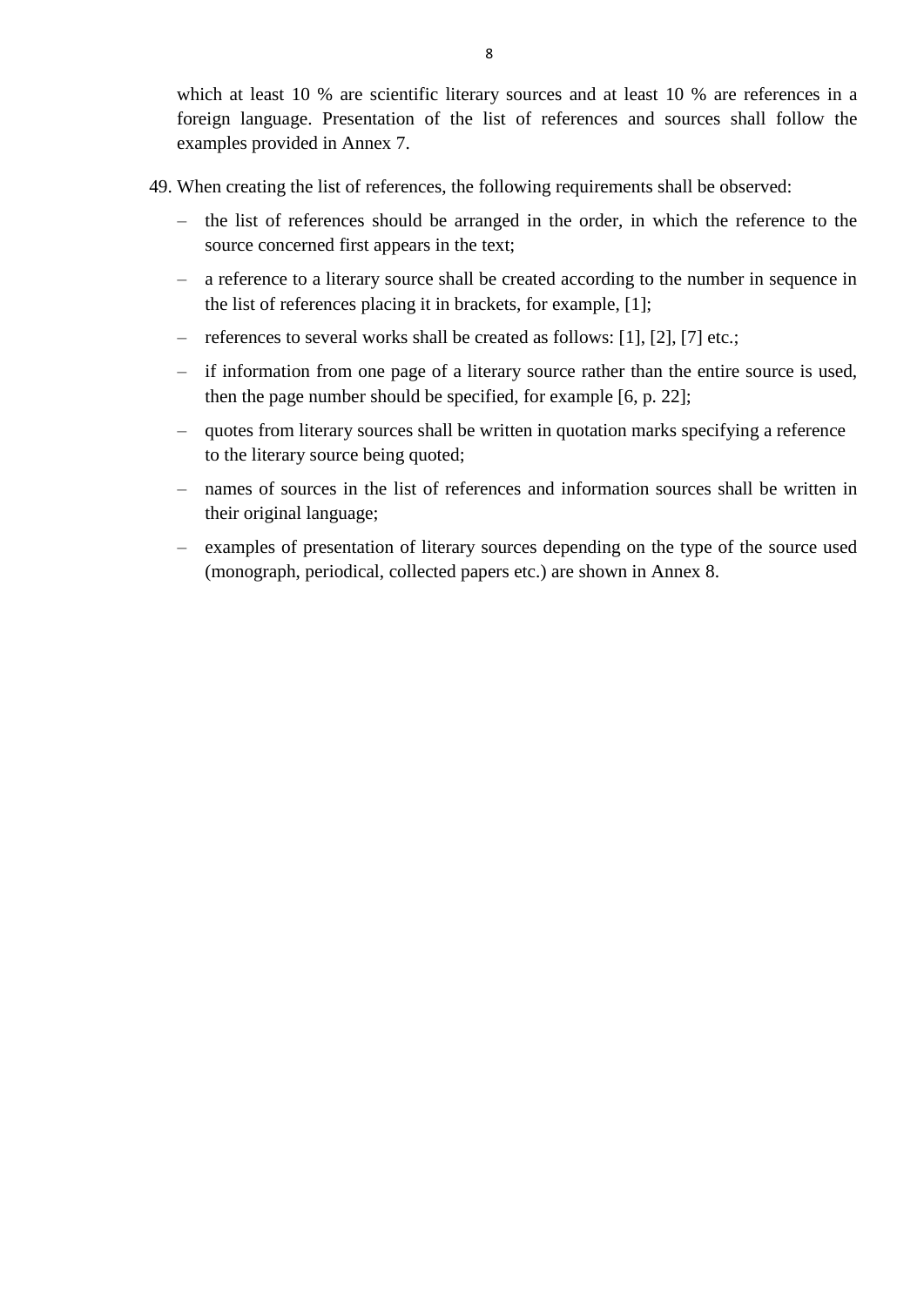which at least 10 % are scientific literary sources and at least 10 % are references in a foreign language. Presentation of the list of references and sources shall follow the examples provided in Annex 7.

49. When creating the list of references, the following requirements shall be observed:
    - the list of references should be arranged in the order, in which the reference to the source concerned first appears in the text;
    - a reference to a literary source shall be created according to the number in sequence in the list of references placing it in brackets, for example, [1];
    - references to several works shall be created as follows: [1], [2], [7] etc.;
    - if information from one page of a literary source rather than the entire source is used, then the page number should be specified, for example [6, p. 22];
    - quotes from literary sources shall be written in quotation marks specifying a reference to the literary source being quoted;
    - names of sources in the list of references and information sources shall be written in their original language;
    - examples of presentation of literary sources depending on the type of the source used (monograph, periodical, collected papers etc.) are shown in Annex 8.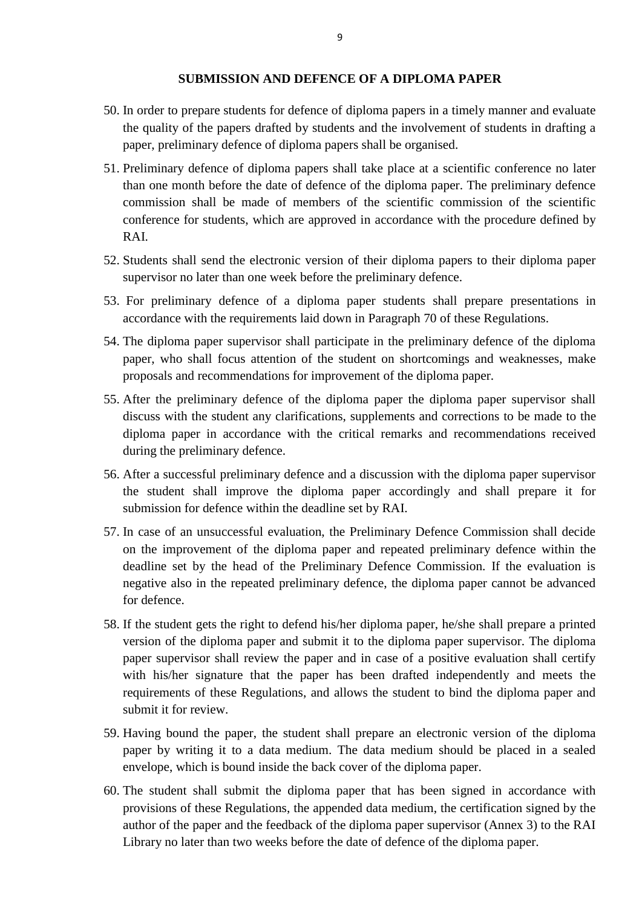## SUBMISSION AND DEFENCE OF A DIPLOMA PAPER

50. In order to prepare students for defence of diploma papers in a timely manner and evaluate the quality of the papers drafted by students and the involvement of students in drafting a paper, preliminary defence of diploma papers shall be organised.

51. Preliminary defence of diploma papers shall take place at a scientific conference no later than one month before the date of defence of the diploma paper. The preliminary defence commission shall be made of members of the scientific commission of the scientific conference for students, which are approved in accordance with the procedure defined by RAI.

52. Students shall send the electronic version of their diploma papers to their diploma paper supervisor no later than one week before the preliminary defence.

53. For preliminary defence of a diploma paper students shall prepare presentations in accordance with the requirements laid down in Paragraph 70 of these Regulations.

54. The diploma paper supervisor shall participate in the preliminary defence of the diploma paper, who shall focus attention of the student on shortcomings and weaknesses, make proposals and recommendations for improvement of the diploma paper.

55. After the preliminary defence of the diploma paper the diploma paper supervisor shall discuss with the student any clarifications, supplements and corrections to be made to the diploma paper in accordance with the critical remarks and recommendations received during the preliminary defence.

56. After a successful preliminary defence and a discussion with the diploma paper supervisor the student shall improve the diploma paper accordingly and shall prepare it for submission for defence within the deadline set by RAI.

57. In case of an unsuccessful evaluation, the Preliminary Defence Commission shall decide on the improvement of the diploma paper and repeated preliminary defence within the deadline set by the head of the Preliminary Defence Commission. If the evaluation is negative also in the repeated preliminary defence, the diploma paper cannot be advanced for defence.

58. If the student gets the right to defend his/her diploma paper, he/she shall prepare a printed version of the diploma paper and submit it to the diploma paper supervisor. The diploma paper supervisor shall review the paper and in case of a positive evaluation shall certify with his/her signature that the paper has been drafted independently and meets the requirements of these Regulations, and allows the student to bind the diploma paper and submit it for review.

59. Having bound the paper, the student shall prepare an electronic version of the diploma paper by writing it to a data medium. The data medium should be placed in a sealed envelope, which is bound inside the back cover of the diploma paper.

60. The student shall submit the diploma paper that has been signed in accordance with provisions of these Regulations, the appended data medium, the certification signed by the author of the paper and the feedback of the diploma paper supervisor (Annex 3) to the RAI Library no later than two weeks before the date of defence of the diploma paper.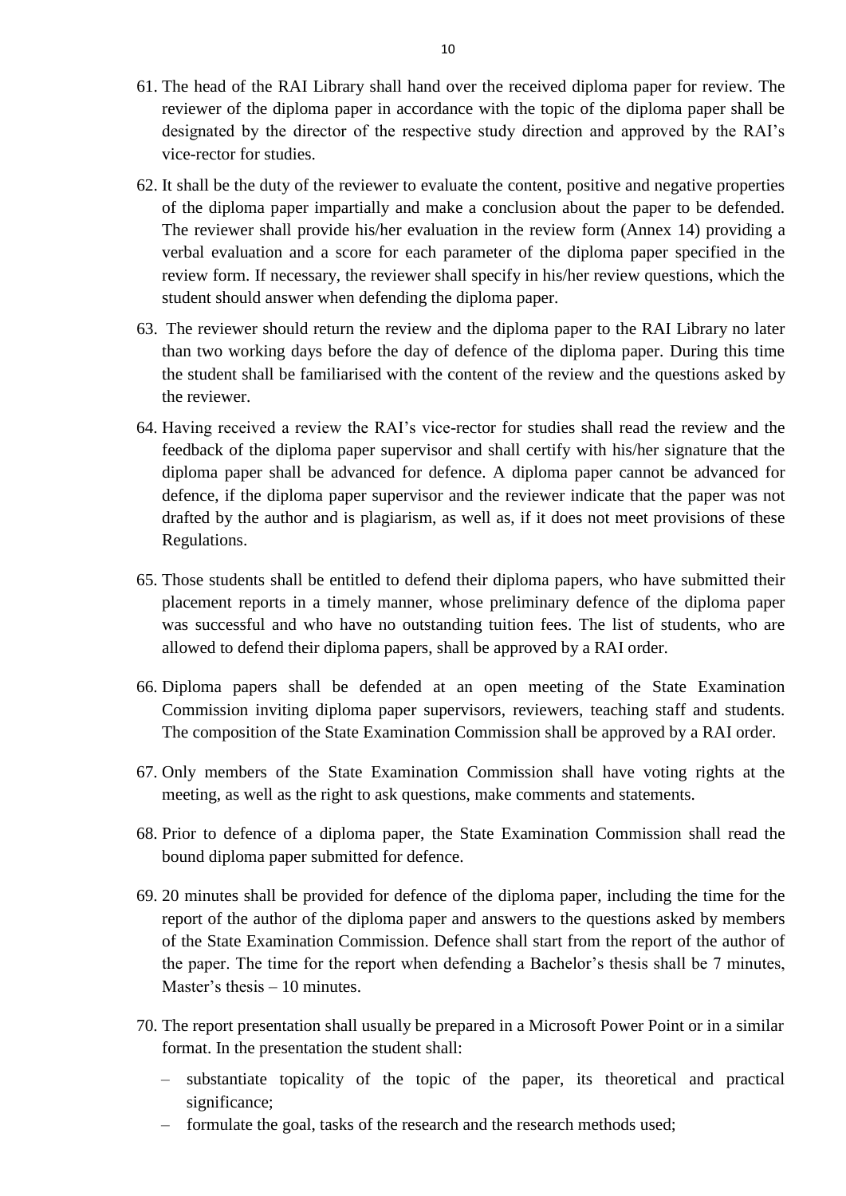61. The head of the RAI Library shall hand over the received diploma paper for review. The reviewer of the diploma paper in accordance with the topic of the diploma paper shall be designated by the director of the respective study direction and approved by the RAI's vice-rector for studies.

62. It shall be the duty of the reviewer to evaluate the content, positive and negative properties of the diploma paper impartially and make a conclusion about the paper to be defended. The reviewer shall provide his/her evaluation in the review form (Annex 14) providing a verbal evaluation and a score for each parameter of the diploma paper specified in the review form. If necessary, the reviewer shall specify in his/her review questions, which the student should answer when defending the diploma paper.

63. The reviewer should return the review and the diploma paper to the RAI Library no later than two working days before the day of defence of the diploma paper. During this time the student shall be familiarised with the content of the review and the questions asked by the reviewer.

64. Having received a review the RAI's vice-rector for studies shall read the review and the feedback of the diploma paper supervisor and shall certify with his/her signature that the diploma paper shall be advanced for defence. A diploma paper cannot be advanced for defence, if the diploma paper supervisor and the reviewer indicate that the paper was not drafted by the author and is plagiarism, as well as, if it does not meet provisions of these Regulations.

65. Those students shall be entitled to defend their diploma papers, who have submitted their placement reports in a timely manner, whose preliminary defence of the diploma paper was successful and who have no outstanding tuition fees. The list of students, who are allowed to defend their diploma papers, shall be approved by a RAI order.

66. Diploma papers shall be defended at an open meeting of the State Examination Commission inviting diploma paper supervisors, reviewers, teaching staff and students. The composition of the State Examination Commission shall be approved by a RAI order.

67. Only members of the State Examination Commission shall have voting rights at the meeting, as well as the right to ask questions, make comments and statements.

68. Prior to defence of a diploma paper, the State Examination Commission shall read the bound diploma paper submitted for defence.

69. 20 minutes shall be provided for defence of the diploma paper, including the time for the report of the author of the diploma paper and answers to the questions asked by members of the State Examination Commission. Defence shall start from the report of the author of the paper. The time for the report when defending a Bachelor's thesis shall be 7 minutes, Master's thesis – 10 minutes.

70. The report presentation shall usually be prepared in a Microsoft Power Point or in a similar format. In the presentation the student shall:
    - substantiate topicality of the topic of the paper, its theoretical and practical significance;
    - formulate the goal, tasks of the research and the research methods used;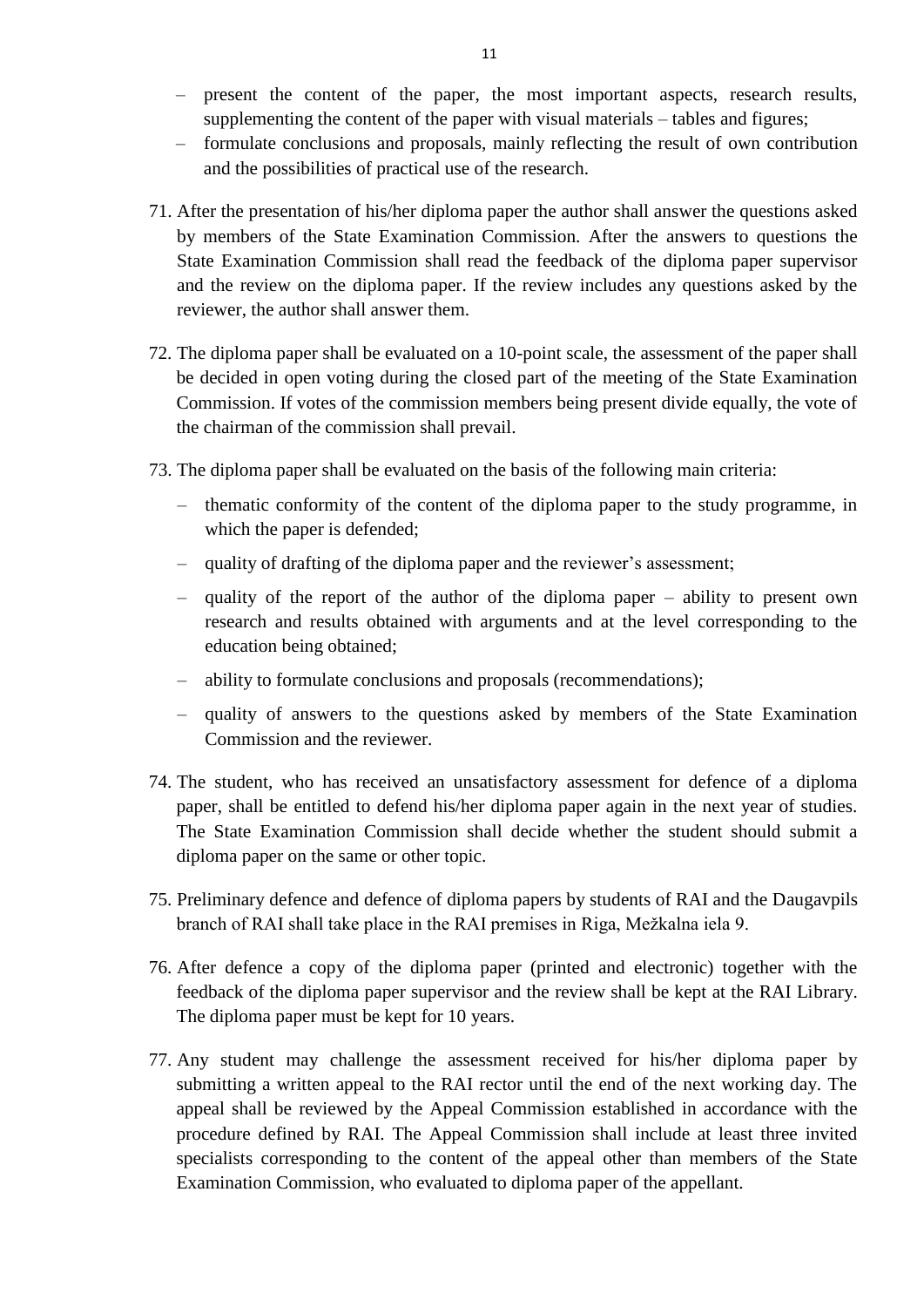- present the content of the paper, the most important aspects, research results, supplementing the content of the paper with visual materials – tables and figures;
- formulate conclusions and proposals, mainly reflecting the result of own contribution and the possibilities of practical use of the research.

71. After the presentation of his/her diploma paper the author shall answer the questions asked by members of the State Examination Commission. After the answers to questions the State Examination Commission shall read the feedback of the diploma paper supervisor and the review on the diploma paper. If the review includes any questions asked by the reviewer, the author shall answer them.

72. The diploma paper shall be evaluated on a 10-point scale, the assessment of the paper shall be decided in open voting during the closed part of the meeting of the State Examination Commission. If votes of the commission members being present divide equally, the vote of the chairman of the commission shall prevail.

73. The diploma paper shall be evaluated on the basis of the following main criteria:
    - thematic conformity of the content of the diploma paper to the study programme, in which the paper is defended;
    - quality of drafting of the diploma paper and the reviewer's assessment;
    - quality of the report of the author of the diploma paper – ability to present own research and results obtained with arguments and at the level corresponding to the education being obtained;
    - ability to formulate conclusions and proposals (recommendations);
    - quality of answers to the questions asked by members of the State Examination Commission and the reviewer.

74. The student, who has received an unsatisfactory assessment for defence of a diploma paper, shall be entitled to defend his/her diploma paper again in the next year of studies. The State Examination Commission shall decide whether the student should submit a diploma paper on the same or other topic.

75. Preliminary defence and defence of diploma papers by students of RAI and the Daugavpils branch of RAI shall take place in the RAI premises in Riga, Mežkalna iela 9.

76. After defence a copy of the diploma paper (printed and electronic) together with the feedback of the diploma paper supervisor and the review shall be kept at the RAI Library. The diploma paper must be kept for 10 years.

77. Any student may challenge the assessment received for his/her diploma paper by submitting a written appeal to the RAI rector until the end of the next working day. The appeal shall be reviewed by the Appeal Commission established in accordance with the procedure defined by RAI. The Appeal Commission shall include at least three invited specialists corresponding to the content of the appeal other than members of the State Examination Commission, who evaluated to diploma paper of the appellant.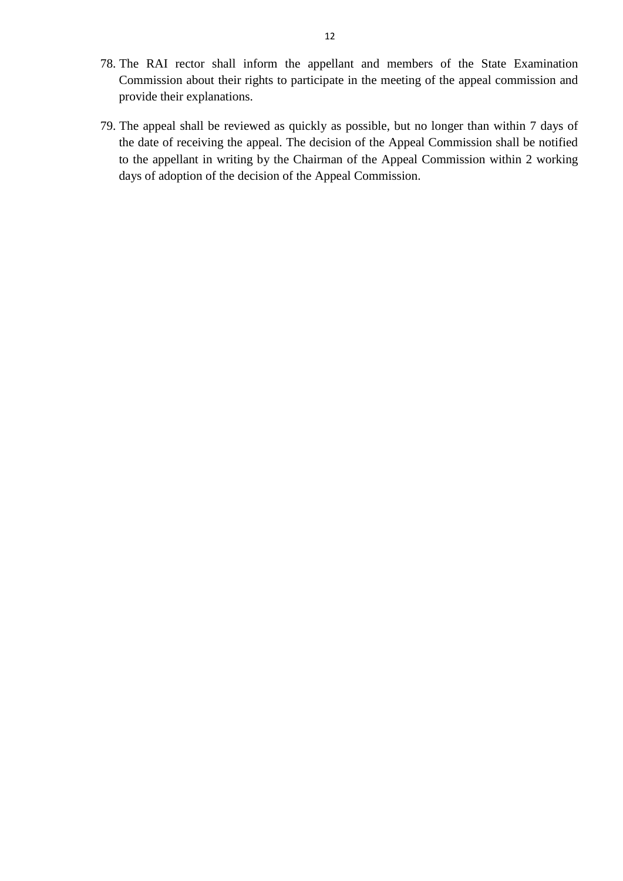78. The RAI rector shall inform the appellant and members of the State Examination Commission about their rights to participate in the meeting of the appeal commission and provide their explanations.

79. The appeal shall be reviewed as quickly as possible, but no longer than within 7 days of the date of receiving the appeal. The decision of the Appeal Commission shall be notified to the appellant in writing by the Chairman of the Appeal Commission within 2 working days of adoption of the decision of the Appeal Commission.